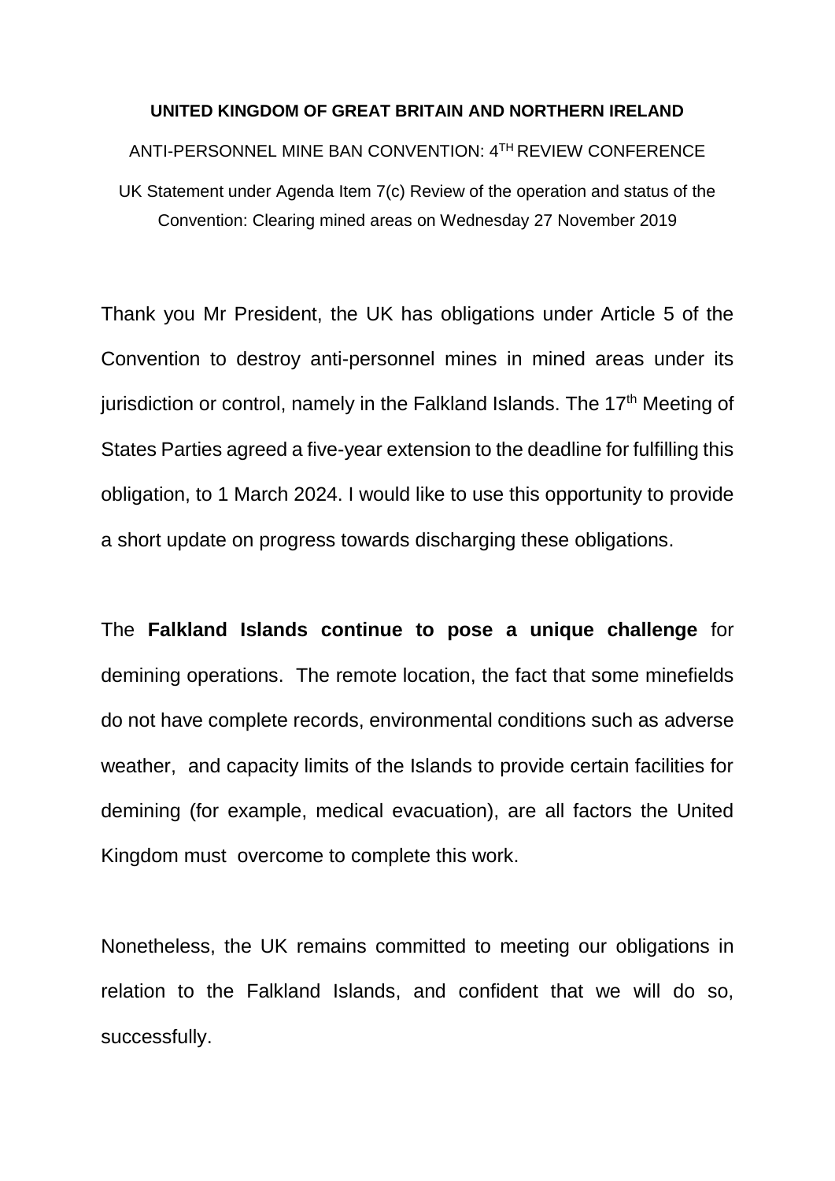**UNITED KINGDOM OF GREAT BRITAIN AND NORTHERN IRELAND**

ANTI-PERSONNEL MINE BAN CONVENTION: 4TH REVIEW CONFERENCE

UK Statement under Agenda Item 7(c) Review of the operation and status of the Convention: Clearing mined areas on Wednesday 27 November 2019

Thank you Mr President, the UK has obligations under Article 5 of the Convention to destroy anti-personnel mines in mined areas under its jurisdiction or control, namely in the Falkland Islands. The 17th Meeting of States Parties agreed a five-year extension to the deadline for fulfilling this obligation, to 1 March 2024. I would like to use this opportunity to provide a short update on progress towards discharging these obligations.

The **Falkland Islands continue to pose a unique challenge** for demining operations. The remote location, the fact that some minefields do not have complete records, environmental conditions such as adverse weather, and capacity limits of the Islands to provide certain facilities for demining (for example, medical evacuation), are all factors the United Kingdom must overcome to complete this work.

Nonetheless, the UK remains committed to meeting our obligations in relation to the Falkland Islands, and confident that we will do so, successfully.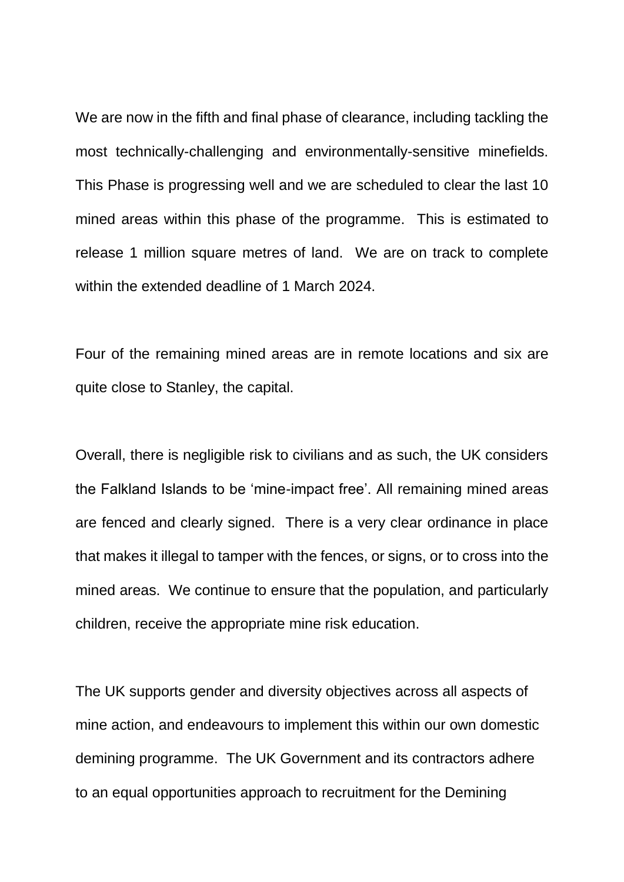We are now in the fifth and final phase of clearance, including tackling the most technically-challenging and environmentally-sensitive minefields. This Phase is progressing well and we are scheduled to clear the last 10 mined areas within this phase of the programme. This is estimated to release 1 million square metres of land. We are on track to complete within the extended deadline of 1 March 2024.

Four of the remaining mined areas are in remote locations and six are quite close to Stanley, the capital.

Overall, there is negligible risk to civilians and as such, the UK considers the Falkland Islands to be 'mine-impact free'. All remaining mined areas are fenced and clearly signed. There is a very clear ordinance in place that makes it illegal to tamper with the fences, or signs, or to cross into the mined areas. We continue to ensure that the population, and particularly children, receive the appropriate mine risk education.

The UK supports gender and diversity objectives across all aspects of mine action, and endeavours to implement this within our own domestic demining programme. The UK Government and its contractors adhere to an equal opportunities approach to recruitment for the Demining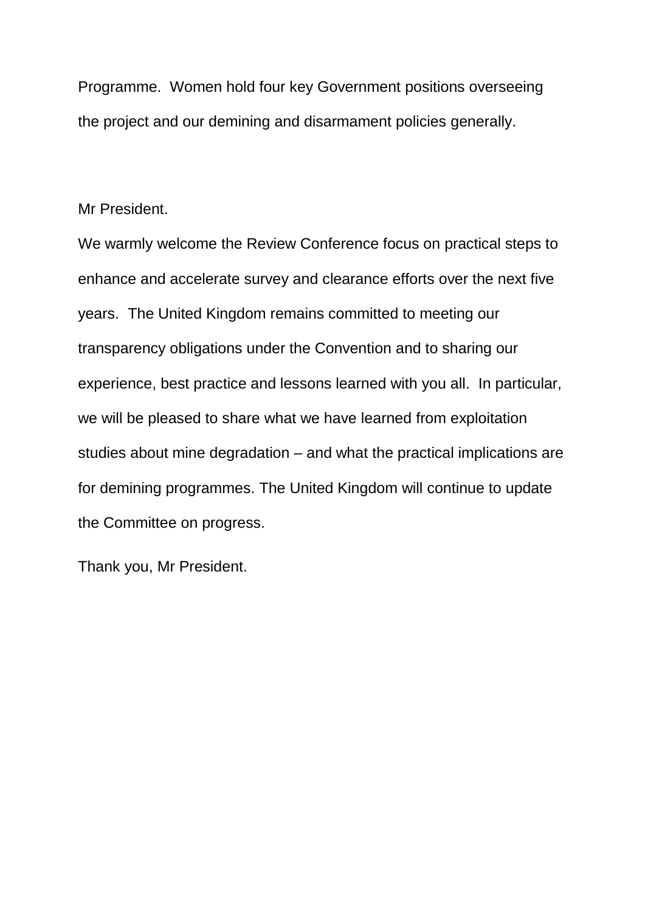Programme. Women hold four key Government positions overseeing the project and our demining and disarmament policies generally.

Mr President.

We warmly welcome the Review Conference focus on practical steps to enhance and accelerate survey and clearance efforts over the next five years. The United Kingdom remains committed to meeting our transparency obligations under the Convention and to sharing our experience, best practice and lessons learned with you all. In particular, we will be pleased to share what we have learned from exploitation studies about mine degradation – and what the practical implications are for demining programmes. The United Kingdom will continue to update the Committee on progress.

Thank you, Mr President.